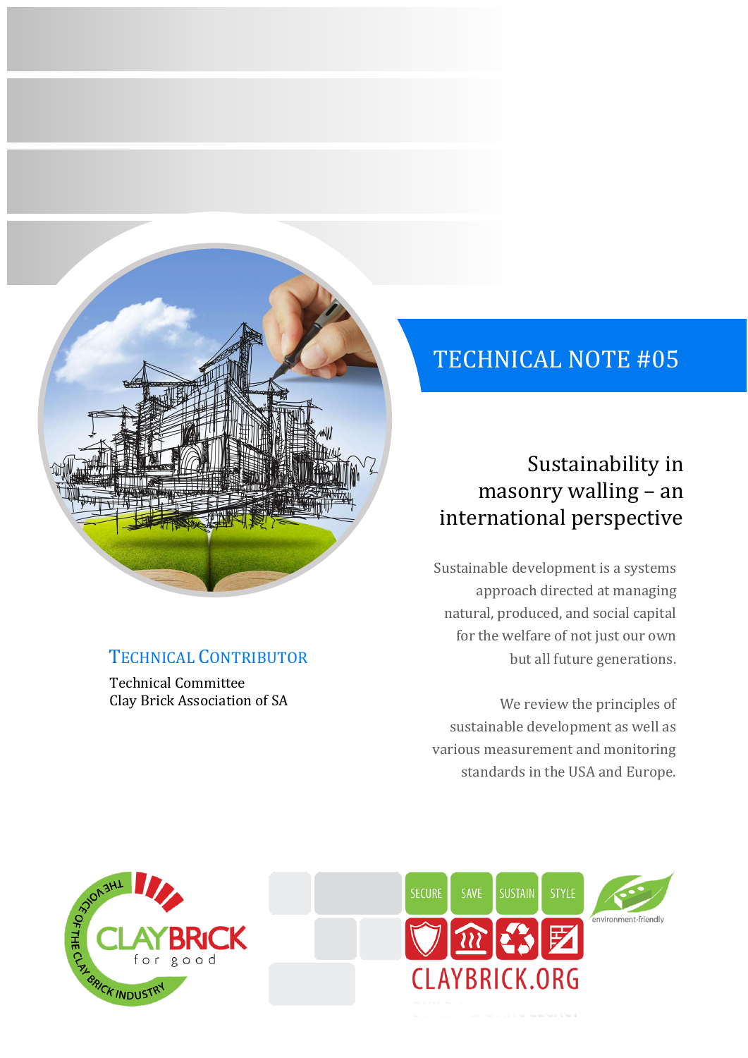# TECHNICAL NOTE #05

## Sustainability in masonry walling – an international perspective

Sustainable development is a systems approach directed at managing natural, produced, and social capital for the welfare of not just our own but all future generations.

We review the principles of sustainable development as well as various measurement and monitoring standards in the USA and Europe.

**TECHNICAL CONTRIBUTOR**

Technical Committee
Clay Brick Association of SA

THE VOICE OF THE CLAY BRICK INDUSTRY

CLAYBRICK for good

SECURE SAVE SUSTAIN STYLE

CLAYBRICK.ORG

environment-friendly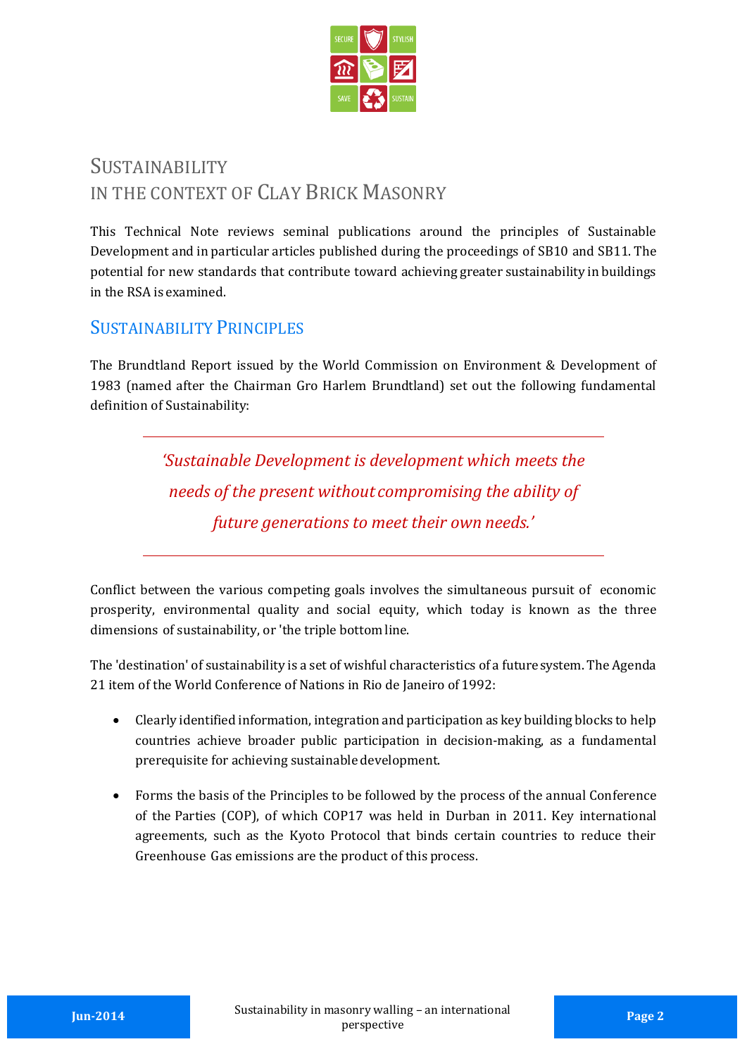# SUSTAINABILITY IN THE CONTEXT OF CLAY BRICK MASONRY

This Technical Note reviews seminal publications around the principles of Sustainable Development and in particular articles published during the proceedings of SB10 and SB11. The potential for new standards that contribute toward achieving greater sustainability in buildings in the RSA is examined.

## SUSTAINABILITY PRINCIPLES

The Brundtland Report issued by the World Commission on Environment & Development of 1983 (named after the Chairman Gro Harlem Brundtland) set out the following fundamental definition of Sustainability:

> *'Sustainable Development is development which meets the needs of the present without compromising the ability of future generations to meet their own needs.'*

Conflict between the various competing goals involves the simultaneous pursuit of economic prosperity, environmental quality and social equity, which today is known as the three dimensions of sustainability, or 'the triple bottom line.

The 'destination' of sustainability is a set of wishful characteristics of a future system. The Agenda 21 item of the World Conference of Nations in Rio de Janeiro of 1992:

- Clearly identified information, integration and participation as key building blocks to help countries achieve broader public participation in decision-making, as a fundamental prerequisite for achieving sustainable development.
- Forms the basis of the Principles to be followed by the process of the annual Conference of the Parties (COP), of which COP17 was held in Durban in 2011. Key international agreements, such as the Kyoto Protocol that binds certain countries to reduce their Greenhouse Gas emissions are the product of this process.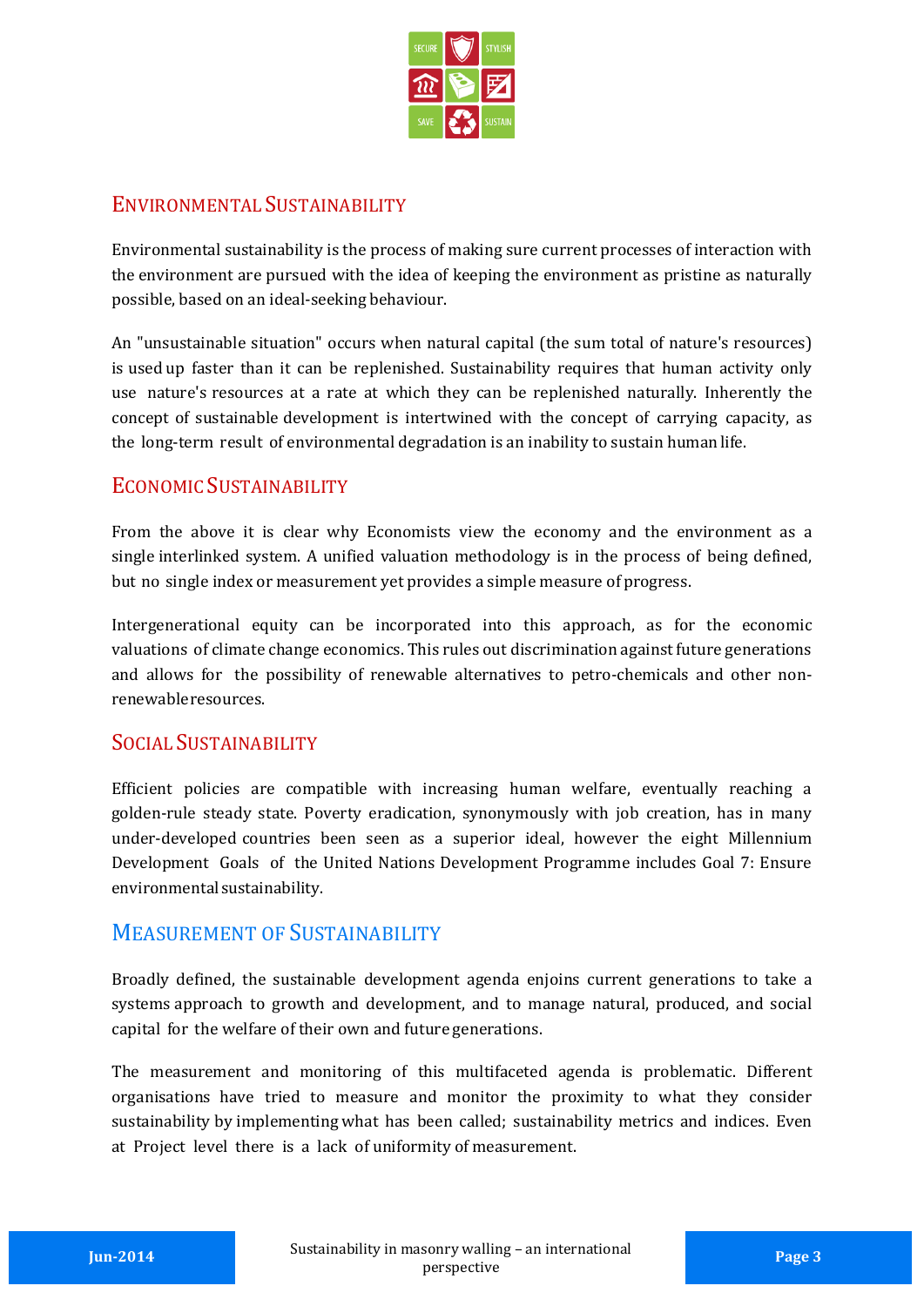## Environmental Sustainability

Environmental sustainability is the process of making sure current processes of interaction with the environment are pursued with the idea of keeping the environment as pristine as naturally possible, based on an ideal-seeking behaviour.

An "unsustainable situation" occurs when natural capital (the sum total of nature's resources) is used up faster than it can be replenished. Sustainability requires that human activity only use nature's resources at a rate at which they can be replenished naturally. Inherently the concept of sustainable development is intertwined with the concept of carrying capacity, as the long-term result of environmental degradation is an inability to sustain human life.

## Economic Sustainability

From the above it is clear why Economists view the economy and the environment as a single interlinked system. A unified valuation methodology is in the process of being defined, but no single index or measurement yet provides a simple measure of progress.

Intergenerational equity can be incorporated into this approach, as for the economic valuations of climate change economics. This rules out discrimination against future generations and allows for the possibility of renewable alternatives to petro-chemicals and other non-renewable resources.

## Social Sustainability

Efficient policies are compatible with increasing human welfare, eventually reaching a golden-rule steady state. Poverty eradication, synonymously with job creation, has in many under-developed countries been seen as a superior ideal, however the eight Millennium Development Goals of the United Nations Development Programme includes Goal 7: Ensure environmental sustainability.

## Measurement of Sustainability

Broadly defined, the sustainable development agenda enjoins current generations to take a systems approach to growth and development, and to manage natural, produced, and social capital for the welfare of their own and future generations.

The measurement and monitoring of this multifaceted agenda is problematic. Different organisations have tried to measure and monitor the proximity to what they consider sustainability by implementing what has been called; sustainability metrics and indices. Even at Project level there is a lack of uniformity of measurement.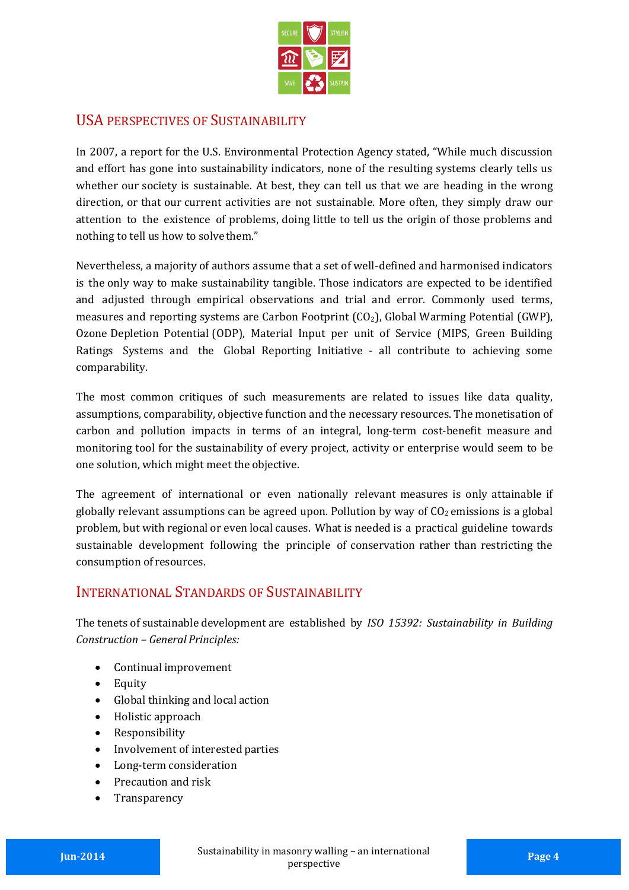## USA PERSPECTIVES OF SUSTAINABILITY

In 2007, a report for the U.S. Environmental Protection Agency stated, "While much discussion and effort has gone into sustainability indicators, none of the resulting systems clearly tells us whether our society is sustainable. At best, they can tell us that we are heading in the wrong direction, or that our current activities are not sustainable. More often, they simply draw our attention to the existence of problems, doing little to tell us the origin of those problems and nothing to tell us how to solve them."

Nevertheless, a majority of authors assume that a set of well-defined and harmonised indicators is the only way to make sustainability tangible. Those indicators are expected to be identified and adjusted through empirical observations and trial and error. Commonly used terms, measures and reporting systems are Carbon Footprint ($CO_2$), Global Warming Potential (GWP), Ozone Depletion Potential (ODP), Material Input per unit of Service (MIPS, Green Building Ratings Systems and the Global Reporting Initiative - all contribute to achieving some comparability.

The most common critiques of such measurements are related to issues like data quality, assumptions, comparability, objective function and the necessary resources. The monetisation of carbon and pollution impacts in terms of an integral, long-term cost-benefit measure and monitoring tool for the sustainability of every project, activity or enterprise would seem to be one solution, which might meet the objective.

The agreement of international or even nationally relevant measures is only attainable if globally relevant assumptions can be agreed upon. Pollution by way of $CO_2$ emissions is a global problem, but with regional or even local causes. What is needed is a practical guideline towards sustainable development following the principle of conservation rather than restricting the consumption of resources.

## INTERNATIONAL STANDARDS OF SUSTAINABILITY

The tenets of sustainable development are established by *ISO 15392: Sustainability in Building Construction – General Principles:*

- Continual improvement
- Equity
- Global thinking and local action
- Holistic approach
- Responsibility
- Involvement of interested parties
- Long-term consideration
- Precaution and risk
- Transparency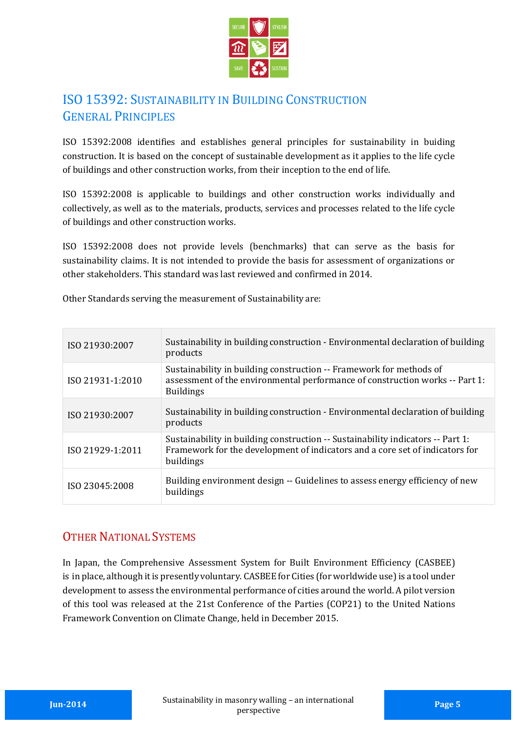## ISO 15392: Sustainability in Building Construction General Principles

ISO 15392:2008 identifies and establishes general principles for sustainability in buiding construction. It is based on the concept of sustainable development as it applies to the life cycle of buildings and other construction works, from their inception to the end of life.

ISO 15392:2008 is applicable to buildings and other construction works individually and collectively, as well as to the materials, products, services and processes related to the life cycle of buildings and other construction works.

ISO 15392:2008 does not provide levels (benchmarks) that can serve as the basis for sustainability claims. It is not intended to provide the basis for assessment of organizations or other stakeholders. This standard was last reviewed and confirmed in 2014.

Other Standards serving the measurement of Sustainability are:

| | |
|---|---|
| ISO 21930:2007 | Sustainability in building construction - Environmental declaration of building products |
| ISO 21931-1:2010 | Sustainability in building construction -- Framework for methods of assessment of the environmental performance of construction works -- Part 1: Buildings |
| ISO 21930:2007 | Sustainability in building construction - Environmental declaration of building products |
| ISO 21929-1:2011 | Sustainability in building construction -- Sustainability indicators -- Part 1: Framework for the development of indicators and a core set of indicators for buildings |
| ISO 23045:2008 | Building environment design -- Guidelines to assess energy efficiency of new buildings |

## Other National Systems

In Japan, the Comprehensive Assessment System for Built Environment Efficiency (CASBEE) is in place, although it is presently voluntary. CASBEE for Cities (for worldwide use) is a tool under development to assess the environmental performance of cities around the world. A pilot version of this tool was released at the 21st Conference of the Parties (COP21) to the United Nations Framework Convention on Climate Change, held in December 2015.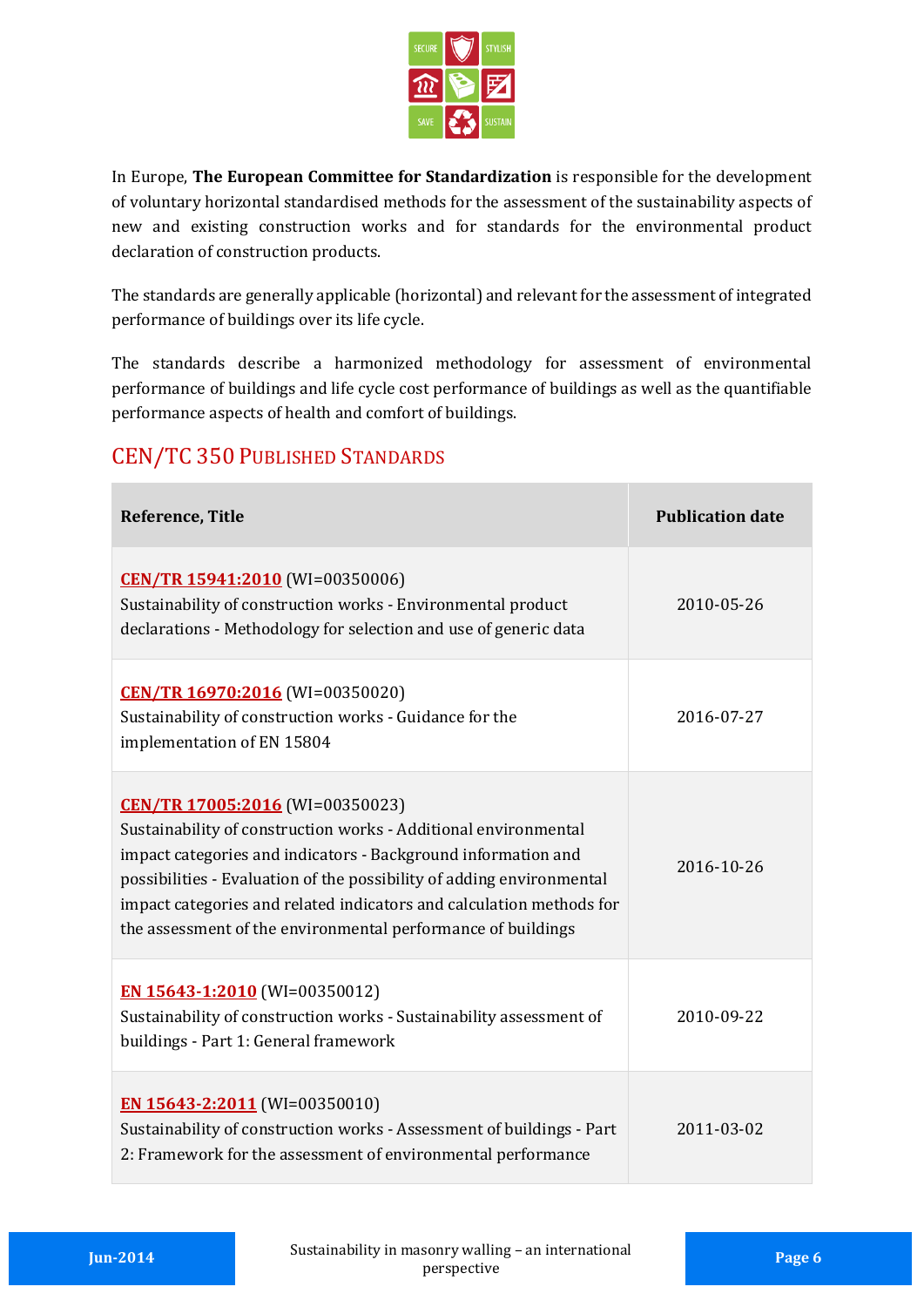In Europe, **The European Committee for Standardization** is responsible for the development of voluntary horizontal standardised methods for the assessment of the sustainability aspects of new and existing construction works and for standards for the environmental product declaration of construction products.

The standards are generally applicable (horizontal) and relevant for the assessment of integrated performance of buildings over its life cycle.

The standards describe a harmonized methodology for assessment of environmental performance of buildings and life cycle cost performance of buildings as well as the quantifiable performance aspects of health and comfort of buildings.

## CEN/TC 350 Published Standards

| Reference, Title | Publication date |
|---|---|
| **CEN/TR 15941:2010** (WI=00350006) Sustainability of construction works - Environmental product declarations - Methodology for selection and use of generic data | 2010-05-26 |
| **CEN/TR 16970:2016** (WI=00350020) Sustainability of construction works - Guidance for the implementation of EN 15804 | 2016-07-27 |
| **CEN/TR 17005:2016** (WI=00350023) Sustainability of construction works - Additional environmental impact categories and indicators - Background information and possibilities - Evaluation of the possibility of adding environmental impact categories and related indicators and calculation methods for the assessment of the environmental performance of buildings | 2016-10-26 |
| **EN 15643-1:2010** (WI=00350012) Sustainability of construction works - Sustainability assessment of buildings - Part 1: General framework | 2010-09-22 |
| **EN 15643-2:2011** (WI=00350010) Sustainability of construction works - Assessment of buildings - Part 2: Framework for the assessment of environmental performance | 2011-03-02 |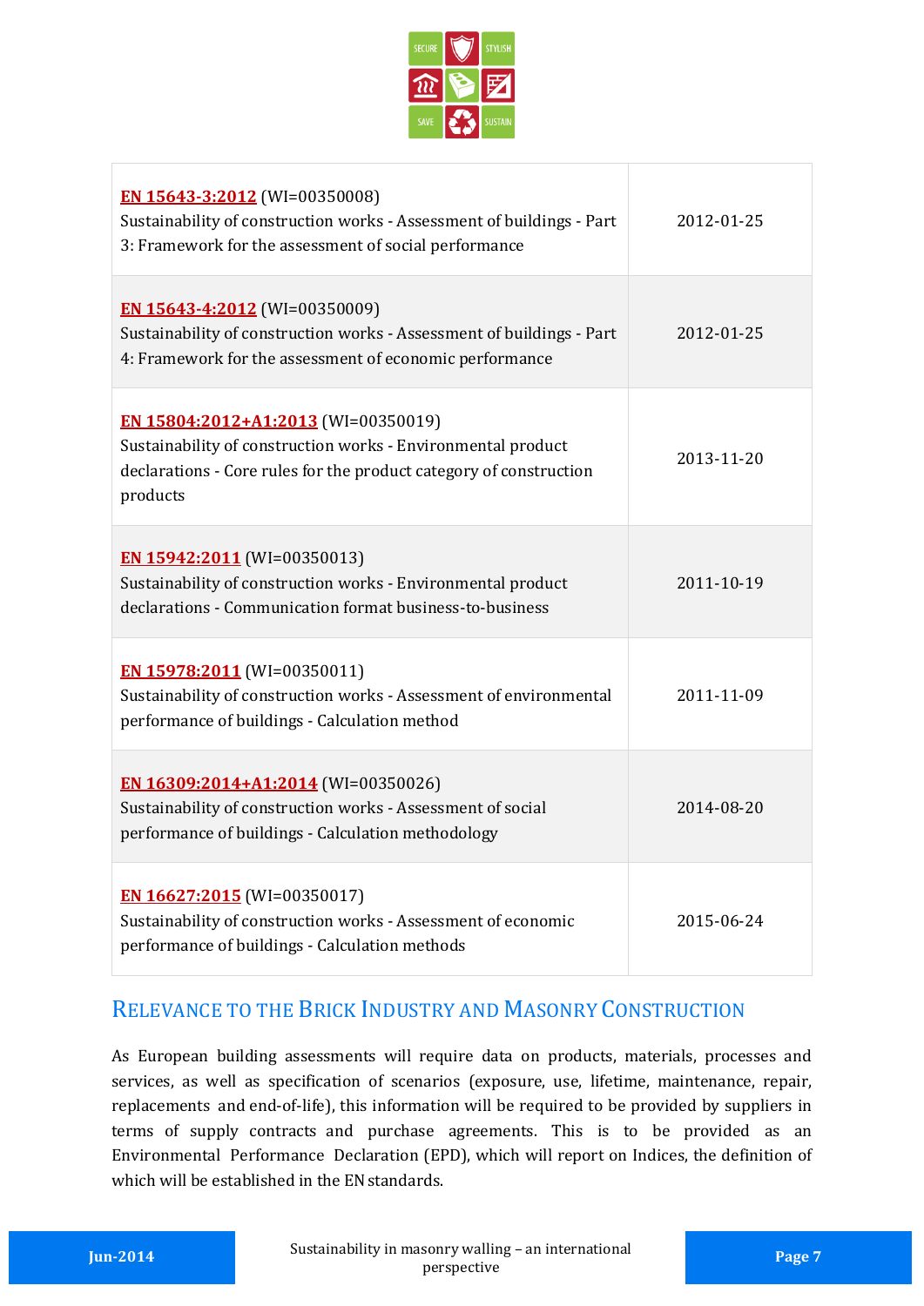| | |
|---|---|
| **EN 15643-3:2012** (WI=00350008)<br>Sustainability of construction works - Assessment of buildings - Part 3: Framework for the assessment of social performance | 2012-01-25 |
| **EN 15643-4:2012** (WI=00350009)<br>Sustainability of construction works - Assessment of buildings - Part 4: Framework for the assessment of economic performance | 2012-01-25 |
| **EN 15804:2012+A1:2013** (WI=00350019)<br>Sustainability of construction works - Environmental product declarations - Core rules for the product category of construction products | 2013-11-20 |
| **EN 15942:2011** (WI=00350013)<br>Sustainability of construction works - Environmental product declarations - Communication format business-to-business | 2011-10-19 |
| **EN 15978:2011** (WI=00350011)<br>Sustainability of construction works - Assessment of environmental performance of buildings - Calculation method | 2011-11-09 |
| **EN 16309:2014+A1:2014** (WI=00350026)<br>Sustainability of construction works - Assessment of social performance of buildings - Calculation methodology | 2014-08-20 |
| **EN 16627:2015** (WI=00350017)<br>Sustainability of construction works - Assessment of economic performance of buildings - Calculation methods | 2015-06-24 |

## Relevance to the Brick Industry and Masonry Construction

As European building assessments will require data on products, materials, processes and services, as well as specification of scenarios (exposure, use, lifetime, maintenance, repair, replacements and end-of-life), this information will be required to be provided by suppliers in terms of supply contracts and purchase agreements. This is to be provided as an Environmental Performance Declaration (EPD), which will report on Indices, the definition of which will be established in the EN standards.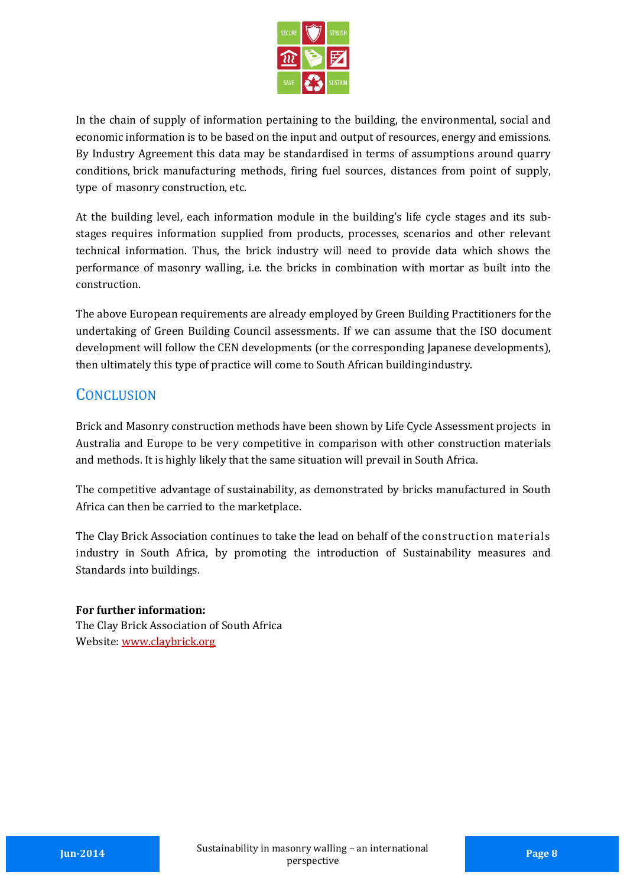In the chain of supply of information pertaining to the building, the environmental, social and economic information is to be based on the input and output of resources, energy and emissions. By Industry Agreement this data may be standardised in terms of assumptions around quarry conditions, brick manufacturing methods, firing fuel sources, distances from point of supply, type of masonry construction, etc.

At the building level, each information module in the building's life cycle stages and its sub-stages requires information supplied from products, processes, scenarios and other relevant technical information. Thus, the brick industry will need to provide data which shows the performance of masonry walling, i.e. the bricks in combination with mortar as built into the construction.

The above European requirements are already employed by Green Building Practitioners for the undertaking of Green Building Council assessments. If we can assume that the ISO document development will follow the CEN developments (or the corresponding Japanese developments), then ultimately this type of practice will come to South African building industry.

## Conclusion

Brick and Masonry construction methods have been shown by Life Cycle Assessment projects in Australia and Europe to be very competitive in comparison with other construction materials and methods. It is highly likely that the same situation will prevail in South Africa.

The competitive advantage of sustainability, as demonstrated by bricks manufactured in South Africa can then be carried to the marketplace.

The Clay Brick Association continues to take the lead on behalf of the construction materials industry in South Africa, by promoting the introduction of Sustainability measures and Standards into buildings.

**For further information:**
The Clay Brick Association of South Africa
Website: www.claybrick.org